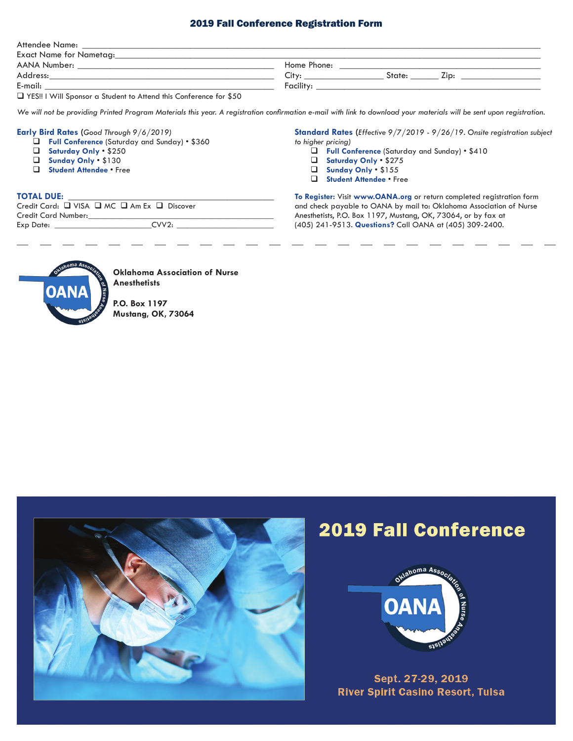# 2019 Fall Conference Registration Form

Attendee Name: ___________________________________________

Exact Name for Nametag: ___________________________________________

AANA Number: _______________________ Home Phone: _______________________

Address: _______________________ City: ____________ State: ______ Zip: ____________

E-mail: _______________________ Facility: _______________________

❑ YES!! I Will Sponsor a Student to Attend this Conference for $50

*We will not be providing Printed Program Materials this year. A registration confirmation e-mail with link to download your materials will be sent upon registration.*

**Early Bird Rates** (*Good Through 9/6/2019*)

- ❑ **Full Conference** (Saturday and Sunday) • $360
- ❑ **Saturday Only** • $250
- ❑ **Sunday Only** • $130
- ❑ **Student Attendee** • Free

**Standard Rates** (*Effective 9/7/2019 - 9/26/19. Onsite registration subject to higher pricing*)

- ❑ **Full Conference** (Saturday and Sunday) • $410
- ❑ **Saturday Only** • $275
- ❑ **Sunday Only** • $155
- ❑ **Student Attendee** • Free

**TOTAL DUE:** _______________________

Credit Card: ❑ VISA ❑ MC ❑ Am Ex ❑ Discover

Credit Card Number: _______________________

Exp Date: ____________ CVV2: ____________

**To Register:** Visit **www.OANA.org** or return completed registration form and check payable to OANA by mail to: Oklahoma Association of Nurse Anesthetists, P.O. Box 1197, Mustang, OK, 73064, or by fax at (405) 241-9513. **Questions?** Call OANA at (405) 309-2400.

---

**Oklahoma Association of Nurse Anesthetists**

**P.O. Box 1197**
**Mustang, OK, 73064**

## 2019 Fall Conference

**Sept. 27-29, 2019**
**River Spirit Casino Resort, Tulsa**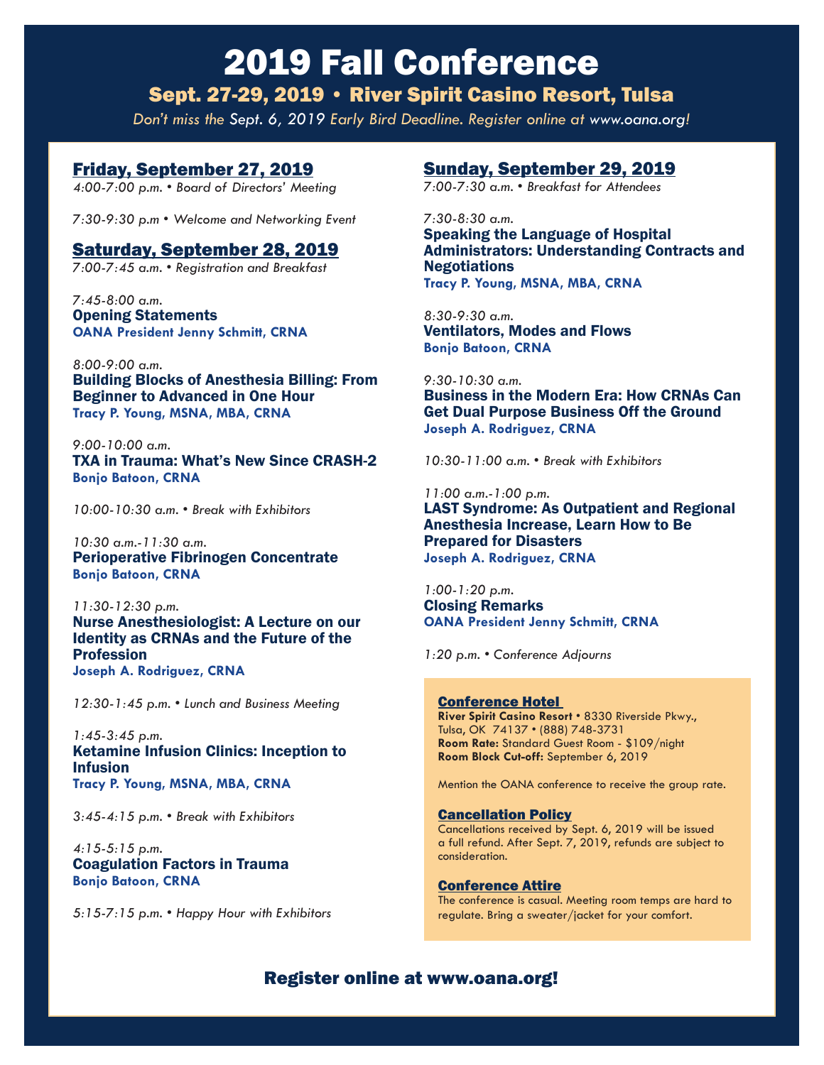# 2019 Fall Conference

## Sept. 27-29, 2019 • River Spirit Casino Resort, Tulsa

*Don't miss the Sept. 6, 2019 Early Bird Deadline. Register online at www.oana.org!*

## Friday, September 27, 2019

*4:00-7:00 p.m. • Board of Directors' Meeting*

*7:30-9:30 p.m • Welcome and Networking Event*

## Saturday, September 28, 2019

*7:00-7:45 a.m. • Registration and Breakfast*

*7:45-8:00 a.m.*
**Opening Statements**
**OANA President Jenny Schmitt, CRNA**

*8:00-9:00 a.m.*
**Building Blocks of Anesthesia Billing: From Beginner to Advanced in One Hour**
**Tracy P. Young, MSNA, MBA, CRNA**

*9:00-10:00 a.m.*
**TXA in Trauma: What's New Since CRASH-2**
**Bonjo Batoon, CRNA**

*10:00-10:30 a.m. • Break with Exhibitors*

*10:30 a.m.-11:30 a.m.*
**Perioperative Fibrinogen Concentrate**
**Bonjo Batoon, CRNA**

*11:30-12:30 p.m.*
**Nurse Anesthesiologist: A Lecture on our Identity as CRNAs and the Future of the Profession**
**Joseph A. Rodriguez, CRNA**

*12:30-1:45 p.m. • Lunch and Business Meeting*

*1:45-3:45 p.m.*
**Ketamine Infusion Clinics: Inception to Infusion**
**Tracy P. Young, MSNA, MBA, CRNA**

*3:45-4:15 p.m. • Break with Exhibitors*

*4:15-5:15 p.m.*
**Coagulation Factors in Trauma**
**Bonjo Batoon, CRNA**

*5:15-7:15 p.m. • Happy Hour with Exhibitors*

## Sunday, September 29, 2019

*7:00-7:30 a.m. • Breakfast for Attendees*

*7:30-8:30 a.m.*
**Speaking the Language of Hospital Administrators: Understanding Contracts and Negotiations**
**Tracy P. Young, MSNA, MBA, CRNA**

*8:30-9:30 a.m.*
**Ventilators, Modes and Flows**
**Bonjo Batoon, CRNA**

*9:30-10:30 a.m.*
**Business in the Modern Era: How CRNAs Can Get Dual Purpose Business Off the Ground**
**Joseph A. Rodriguez, CRNA**

*10:30-11:00 a.m. • Break with Exhibitors*

*11:00 a.m.-1:00 p.m.*
**LAST Syndrome: As Outpatient and Regional Anesthesia Increase, Learn How to Be Prepared for Disasters**
**Joseph A. Rodriguez, CRNA**

*1:00-1:20 p.m.*
**Closing Remarks**
**OANA President Jenny Schmitt, CRNA**

*1:20 p.m. • Conference Adjourns*

### Conference Hotel

**River Spirit Casino Resort** • 8330 Riverside Pkwy., Tulsa, OK 74137 • (888) 748-3731
**Room Rate:** Standard Guest Room - $109/night
**Room Block Cut-off:** September 6, 2019

Mention the OANA conference to receive the group rate.

### Cancellation Policy

Cancellations received by Sept. 6, 2019 will be issued a full refund. After Sept. 7, 2019, refunds are subject to consideration.

### Conference Attire

The conference is casual. Meeting room temps are hard to regulate. Bring a sweater/jacket for your comfort.

**Register online at www.oana.org!**